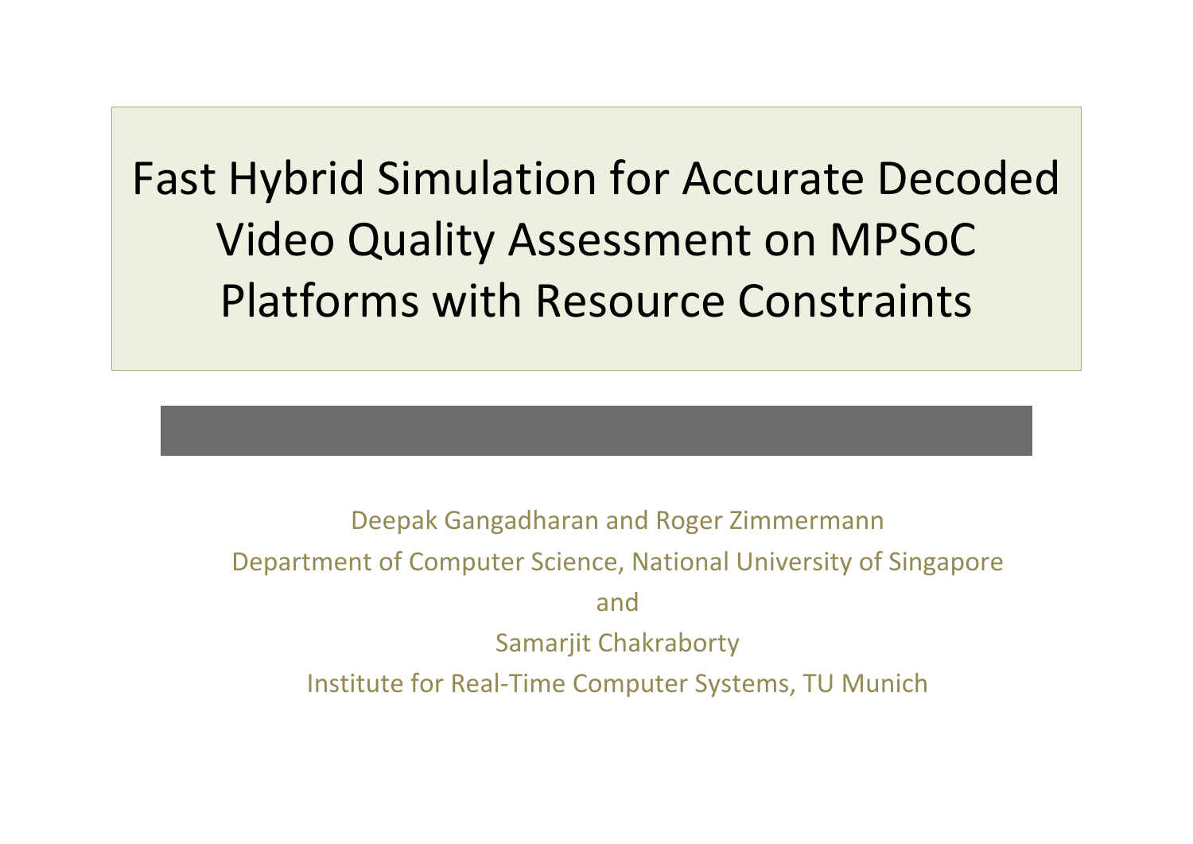# Fast Hybrid Simulation for Accurate Decoded Video Quality Assessment on MPSoC Platforms with Resource Constraints

Deepak Gangadharan and Roger Zimmermann

Department of Computer Science, National University of Singapore

and

Samarjit Chakraborty

Institute for Real-Time Computer Systems, TU Munich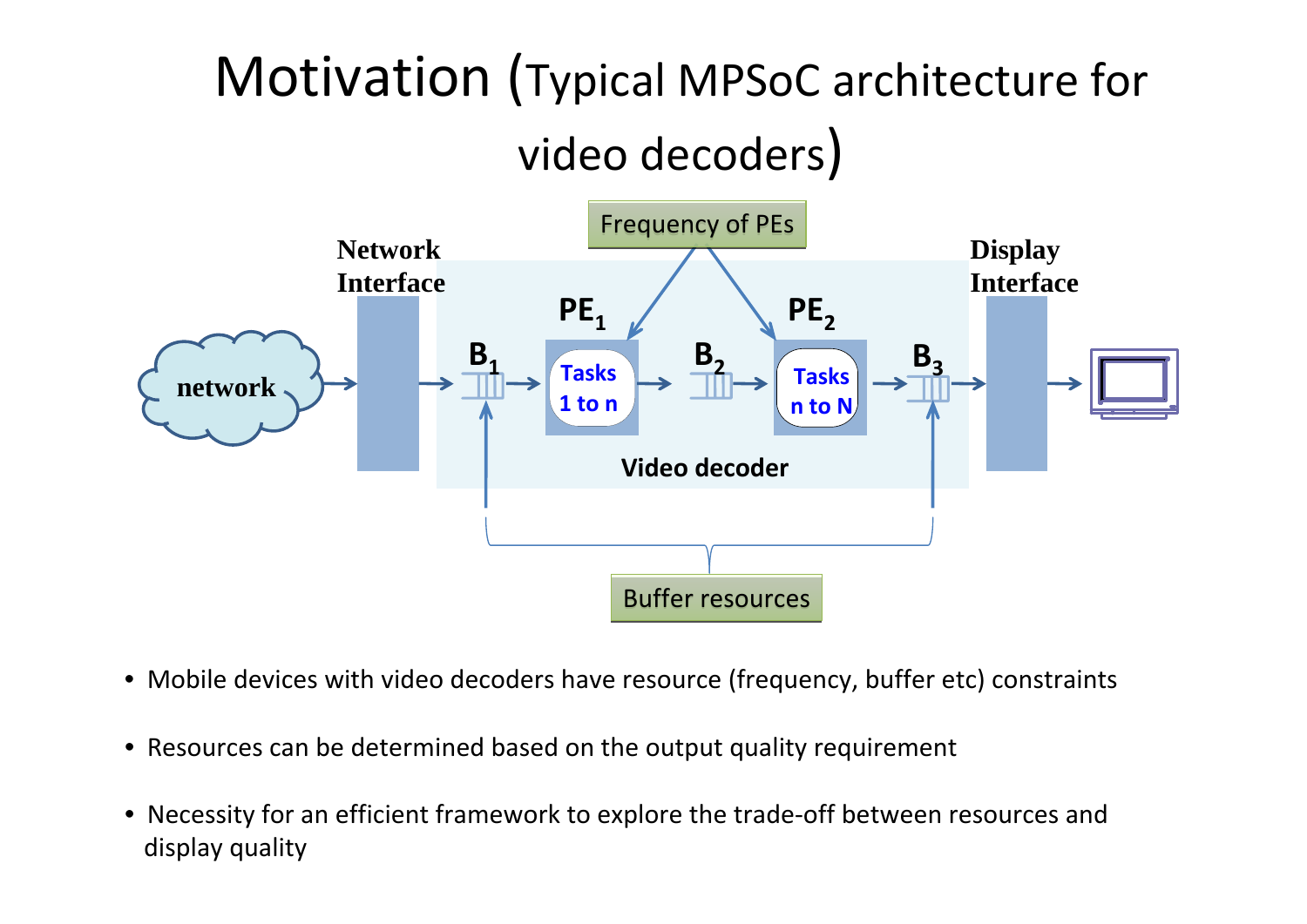# Motivation (Typical MPSoC architecture for video decoders)

- Mobile devices with video decoders have resource (frequency, buffer etc) constraints
- Resources can be determined based on the output quality requirement
- Necessity for an efficient framework to explore the trade-off between resources and display quality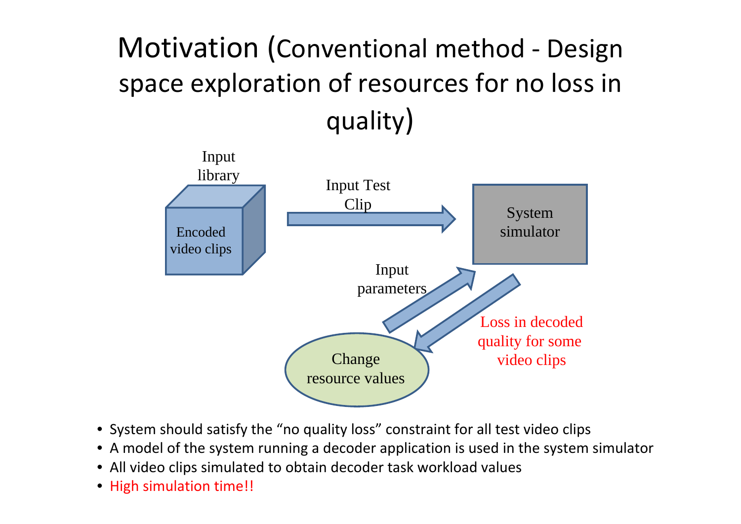# Motivation (Conventional method - Design space exploration of resources for no loss in quality)

Input library

Encoded video clips

Input Test Clip

System simulator

Input parameters

Change resource values

Loss in decoded quality for some video clips

- System should satisfy the “no quality loss” constraint for all test video clips
- A model of the system running a decoder application is used in the system simulator
- All video clips simulated to obtain decoder task workload values
- High simulation time!!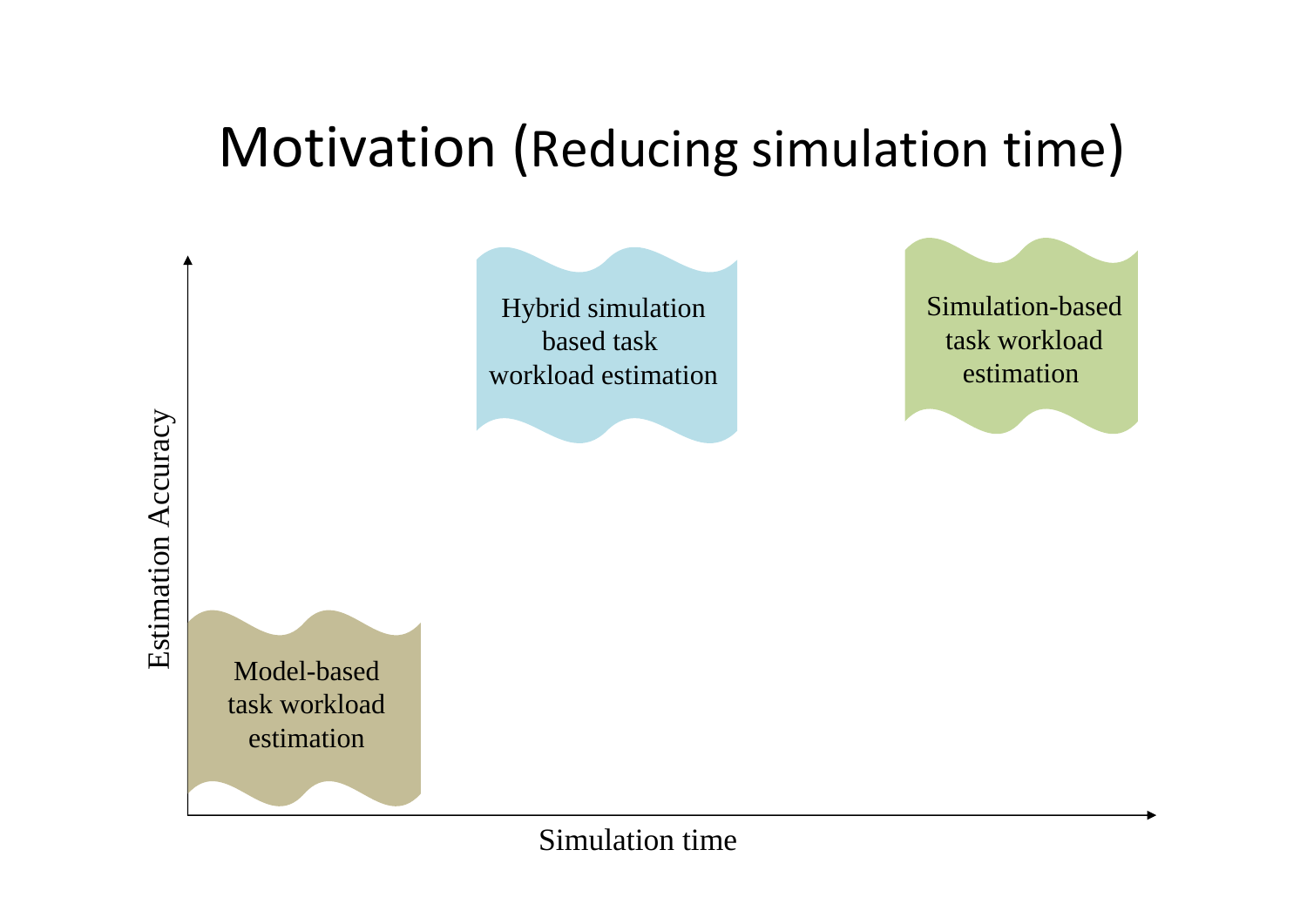# Motivation (Reducing simulation time)

Estimation Accuracy

Hybrid simulation based task workload estimation

Simulation-based task workload estimation

Model-based task workload estimation

Simulation time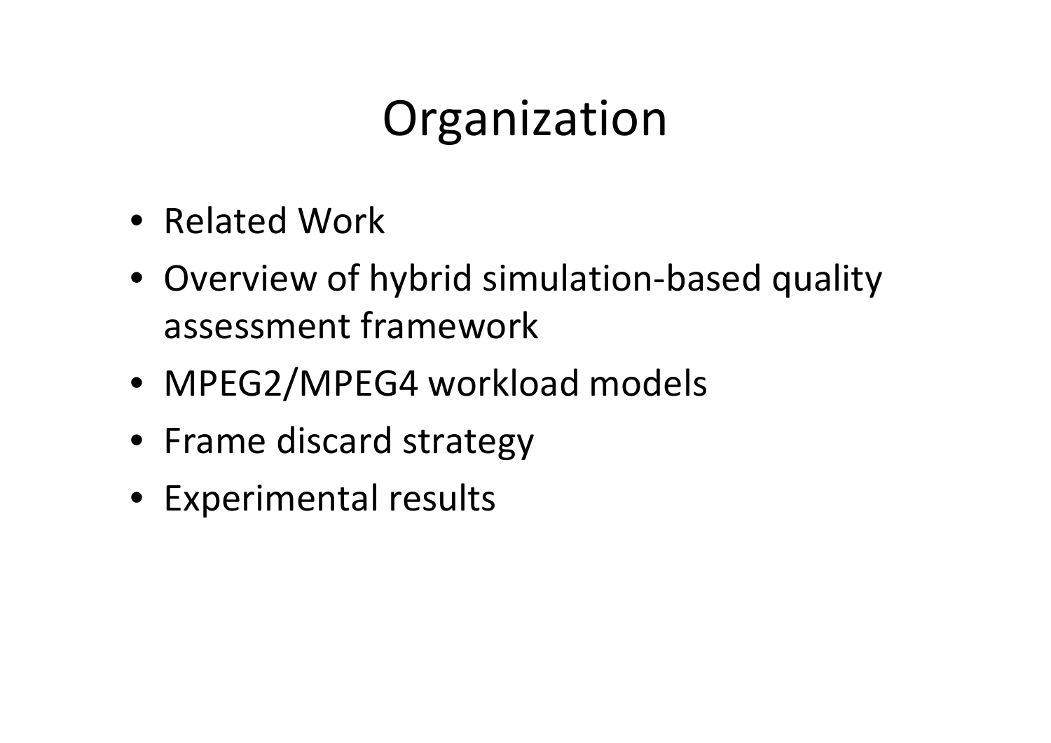# Organization

- Related Work
- Overview of hybrid simulation-based quality assessment framework
- MPEG2/MPEG4 workload models
- Frame discard strategy
- Experimental results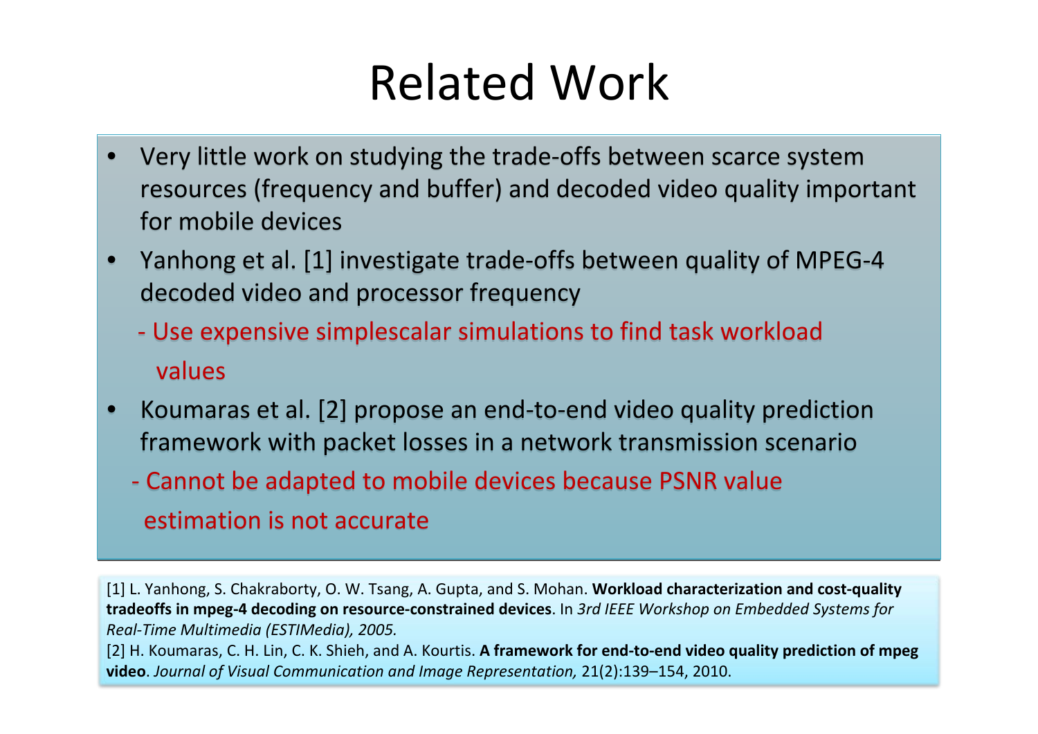# Related Work

- Very little work on studying the trade-offs between scarce system resources (frequency and buffer) and decoded video quality important for mobile devices
- Yanhong et al. [1] investigate trade-offs between quality of MPEG-4 decoded video and processor frequency
  - Use expensive simplescalar simulations to find task workload values
- Koumaras et al. [2] propose an end-to-end video quality prediction framework with packet losses in a network transmission scenario
  - Cannot be adapted to mobile devices because PSNR value estimation is not accurate

[1] L. Yanhong, S. Chakraborty, O. W. Tsang, A. Gupta, and S. Mohan. **Workload characterization and cost-quality tradeoffs in mpeg-4 decoding on resource-constrained devices**. In *3rd IEEE Workshop on Embedded Systems for Real-Time Multimedia (ESTIMedia), 2005.*

[2] H. Koumaras, C. H. Lin, C. K. Shieh, and A. Kourtis. **A framework for end-to-end video quality prediction of mpeg video**. *Journal of Visual Communication and Image Representation,* 21(2):139–154, 2010.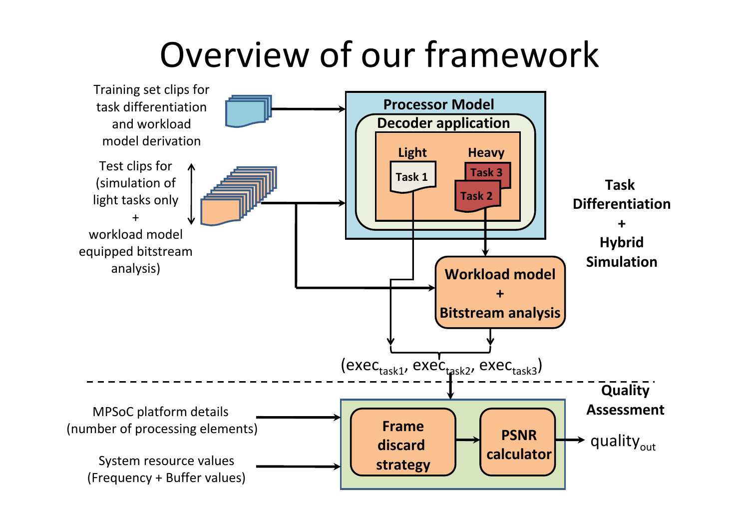# Overview of our framework

Training set clips for task differentiation and workload model derivation

Test clips for (simulation of light tasks only + workload model equipped bitstream analysis)

**Processor Model**

**Decoder application**

**Light**

Task 1

**Heavy**

Task 3

Task 2

**Workload model + Bitstream analysis**

($exec_{task1}$, $exec_{task2}$, $exec_{task3}$)

**Task Differentiation + Hybrid Simulation**

**Quality Assessment**

MPSoC platform details (number of processing elements)

System resource values (Frequency + Buffer values)

**Frame discard strategy**

**PSNR calculator**

$quality_{out}$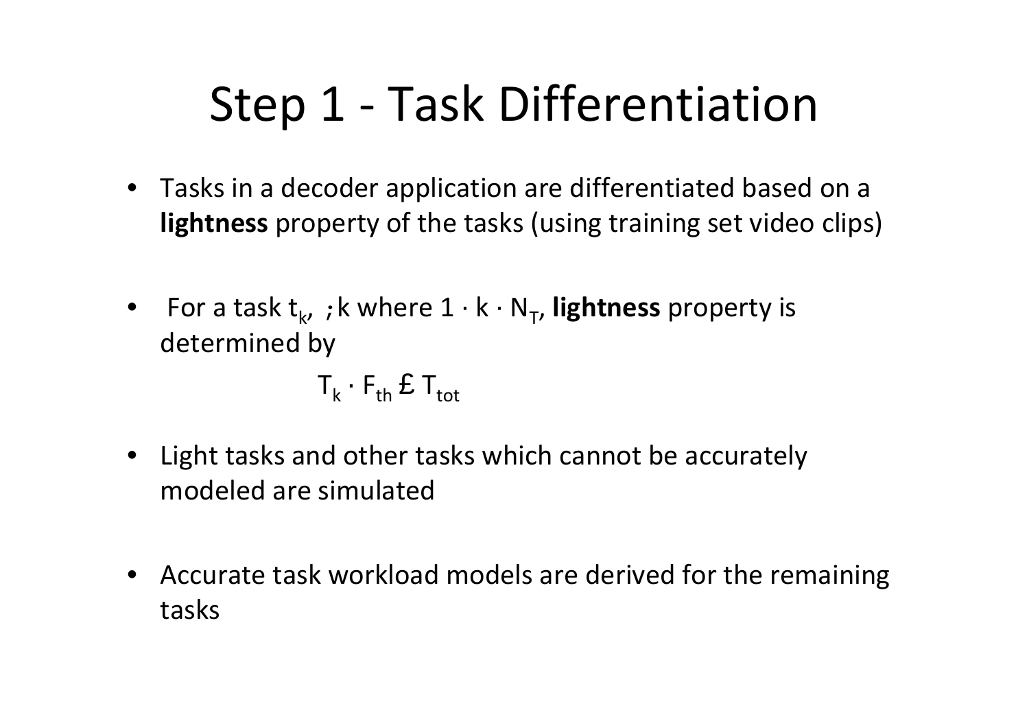# Step 1 - Task Differentiation

- Tasks in a decoder application are differentiated based on a **lightness** property of the tasks (using training set video clips)

- For a task $t_k$, $\forall k$ where $1 \leq k \leq N_T$, **lightness** property is determined by

$$T_k \cdot F_{th} \leq T_{tot}$$

- Light tasks and other tasks which cannot be accurately modeled are simulated

- Accurate task workload models are derived for the remaining tasks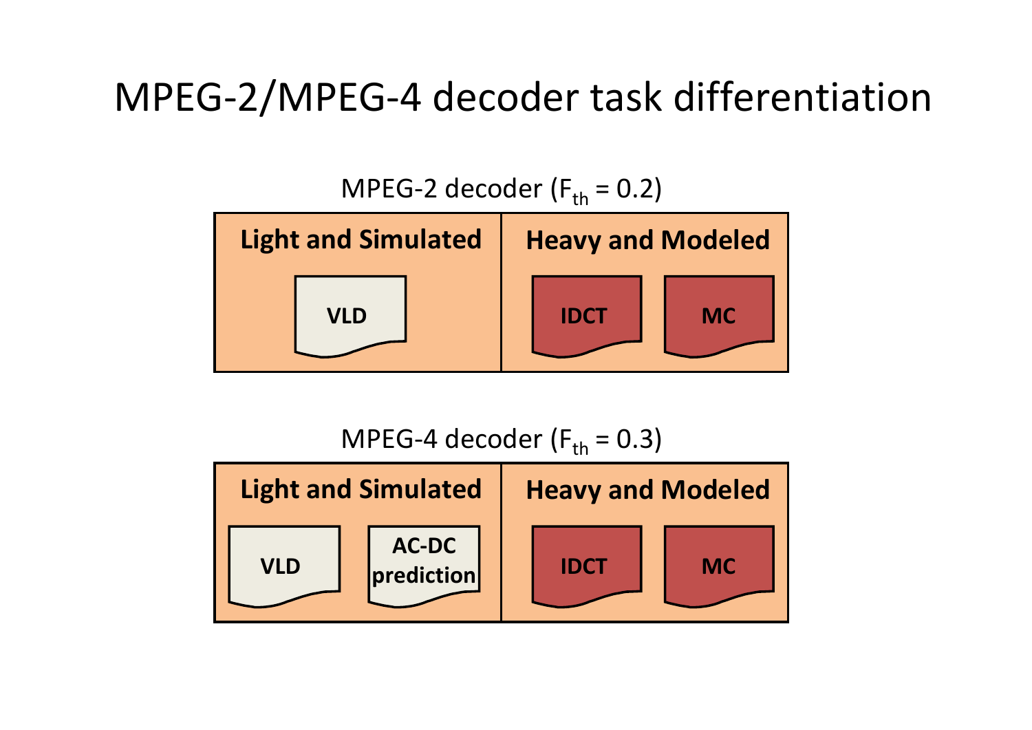# MPEG-2/MPEG-4 decoder task differentiation

MPEG-2 decoder ($F_{th}$ = 0.2)

| Light and Simulated | Heavy and Modeled |
| --- | --- |
| VLD | IDCT, MC |

MPEG-4 decoder ($F_{th}$ = 0.3)

| Light and Simulated | Heavy and Modeled |
| --- | --- |
| VLD, AC-DC prediction | IDCT, MC |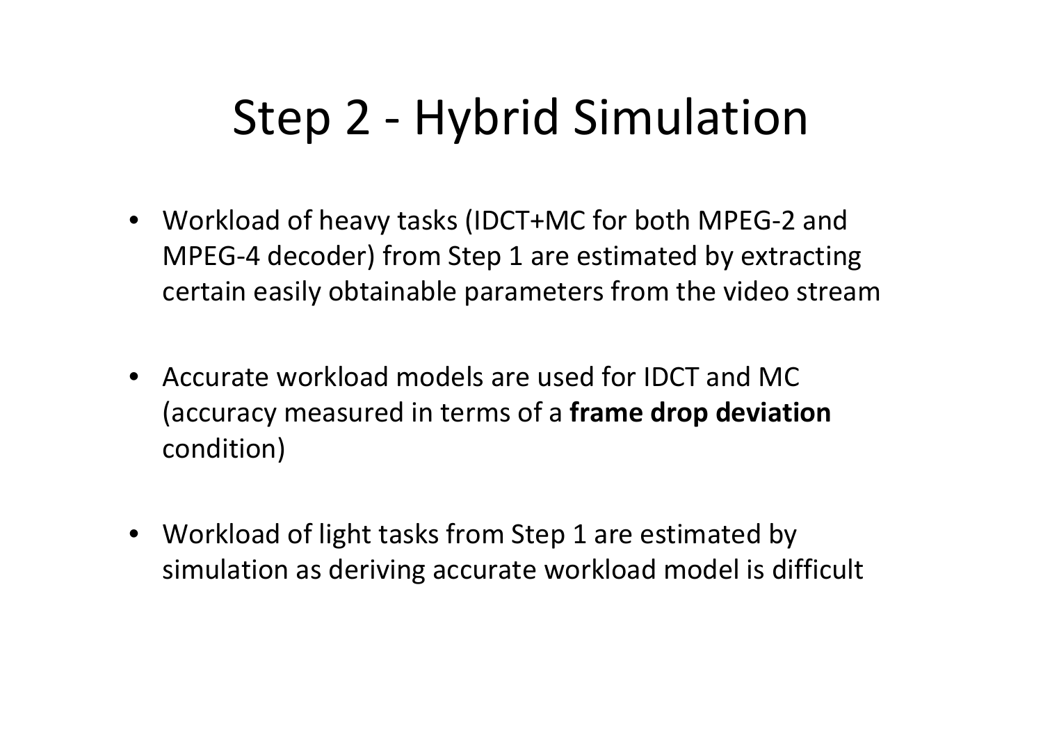# Step 2 - Hybrid Simulation

- Workload of heavy tasks (IDCT+MC for both MPEG-2 and MPEG-4 decoder) from Step 1 are estimated by extracting certain easily obtainable parameters from the video stream

- Accurate workload models are used for IDCT and MC (accuracy measured in terms of a **frame drop deviation** condition)

- Workload of light tasks from Step 1 are estimated by simulation as deriving accurate workload model is difficult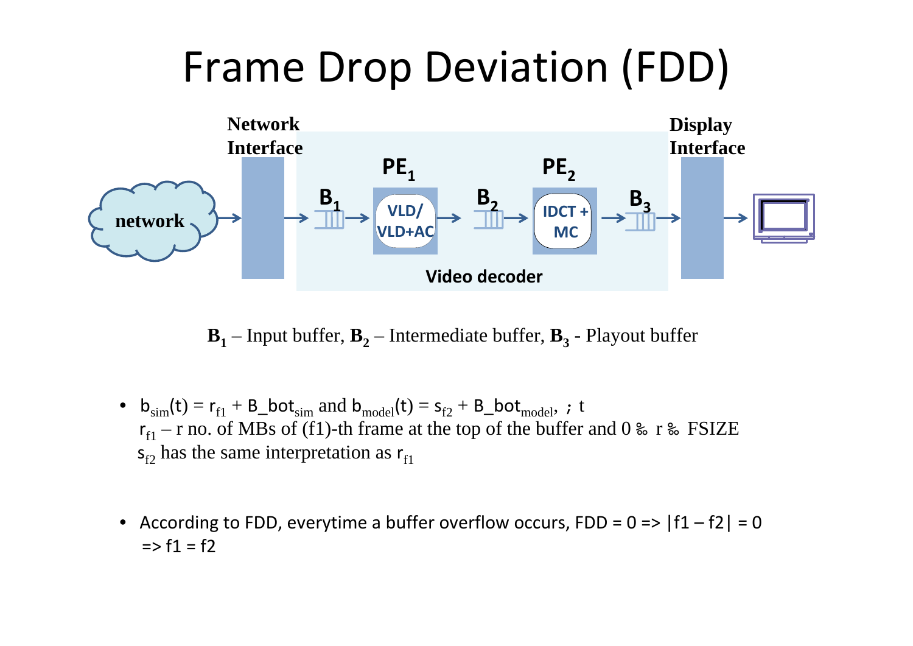# Frame Drop Deviation (FDD)

Network Interface

PE$_1$

PE$_2$

Display Interface

network

B$_1$ — VLD/ VLD+AC — B$_2$ — IDCT + MC — B$_3$

Video decoder

**B$_1$** – Input buffer, **B$_2$** – Intermediate buffer, **B$_3$** - Playout buffer

- $b_{sim}(t) = r_{f1} + B\_bot_{sim}$ and $b_{model}(t) = s_{f2} + B\_bot_{model}$, ; t
  $r_{f1}$ – r no. of MBs of (f1)-th frame at the top of the buffer and $0 ‰ r ‰$ FSIZE
  $s_{f2}$ has the same interpretation as $r_{f1}$

- According to FDD, everytime a buffer overflow occurs, FDD = 0 => $|f1 – f2| = 0$ => $f1 = f2$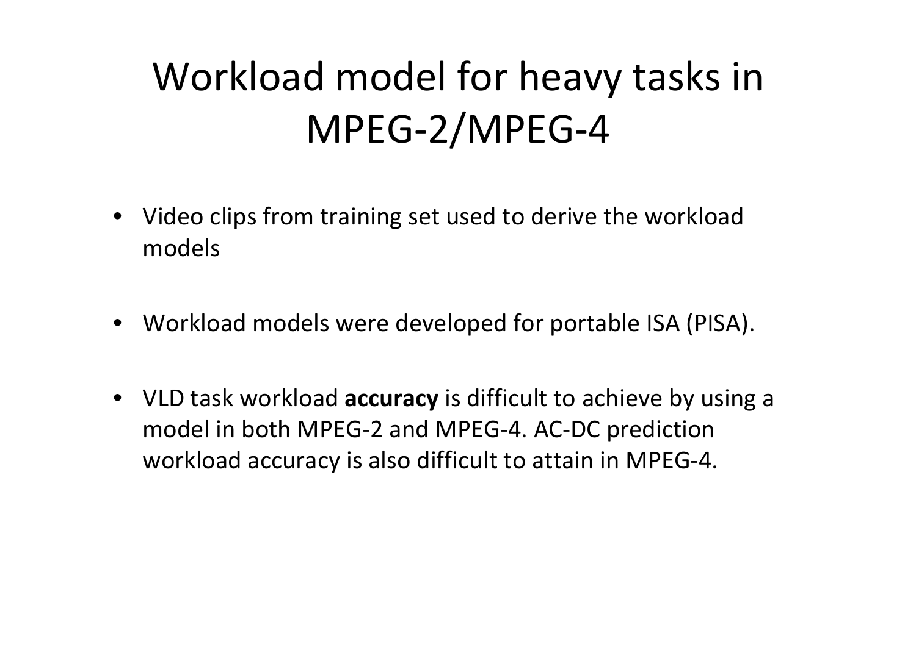# Workload model for heavy tasks in MPEG-2/MPEG-4

- Video clips from training set used to derive the workload models

- Workload models were developed for portable ISA (PISA).

- VLD task workload **accuracy** is difficult to achieve by using a model in both MPEG-2 and MPEG-4. AC-DC prediction workload accuracy is also difficult to attain in MPEG-4.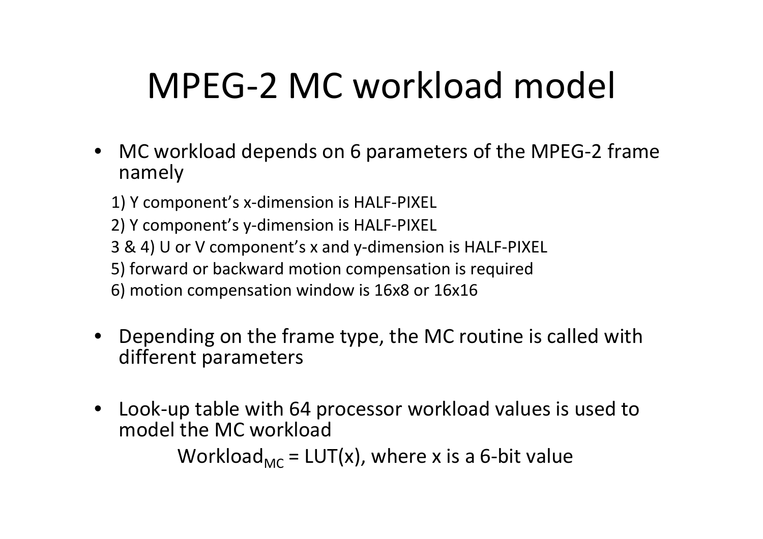# MPEG-2 MC workload model

- MC workload depends on 6 parameters of the MPEG-2 frame namely

  1) Y component's x-dimension is HALF-PIXEL

  2) Y component's y-dimension is HALF-PIXEL

  3 & 4) U or V component's x and y-dimension is HALF-PIXEL

  5) forward or backward motion compensation is required

  6) motion compensation window is 16x8 or 16x16

- Depending on the frame type, the MC routine is called with different parameters

- Look-up table with 64 processor workload values is used to model the MC workload

$$\text{Workload}_{MC} = \text{LUT}(x), \text{ where } x \text{ is a 6-bit value}$$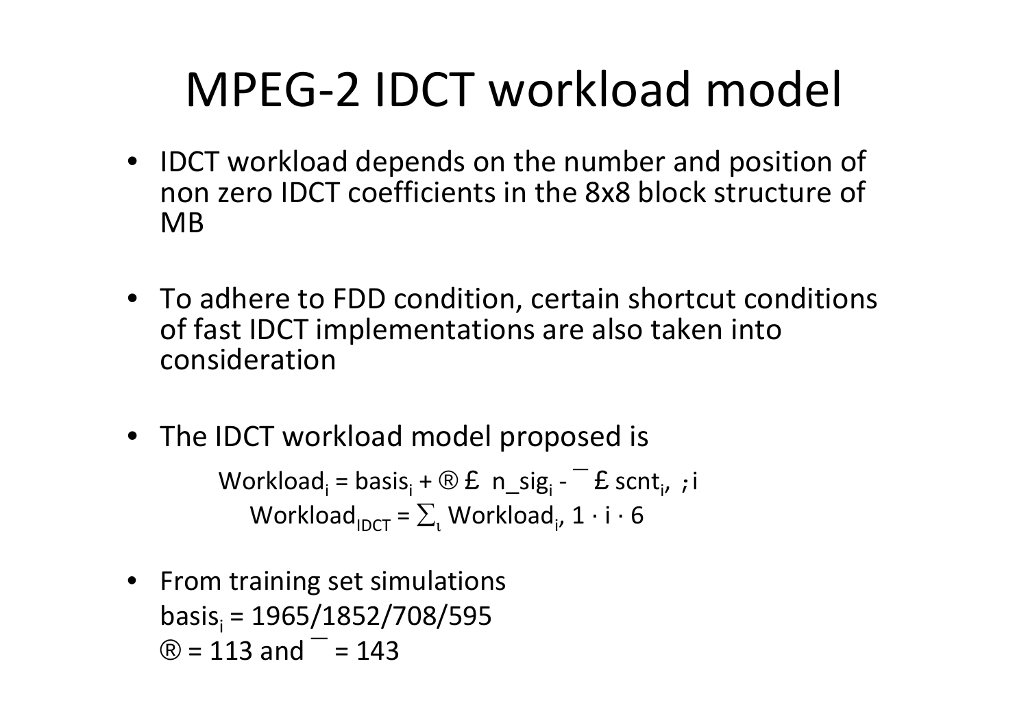# MPEG-2 IDCT workload model

- IDCT workload depends on the number and position of non zero IDCT coefficients in the 8x8 block structure of MB
- To adhere to FDD condition, certain shortcut conditions of fast IDCT implementations are also taken into consideration
- The IDCT workload model proposed is

$$Workload_i = basis_i + \alpha \times n\_sig_i - \beta \times scnt_i, \ \forall i$$

$$Workload_{IDCT} = \sum_i Workload_i, \ 1 \leq i \leq 6$$

- From training set simulations
  $basis_i$ = 1965/1852/708/595
  $\alpha$ = 113 and $\beta$ = 143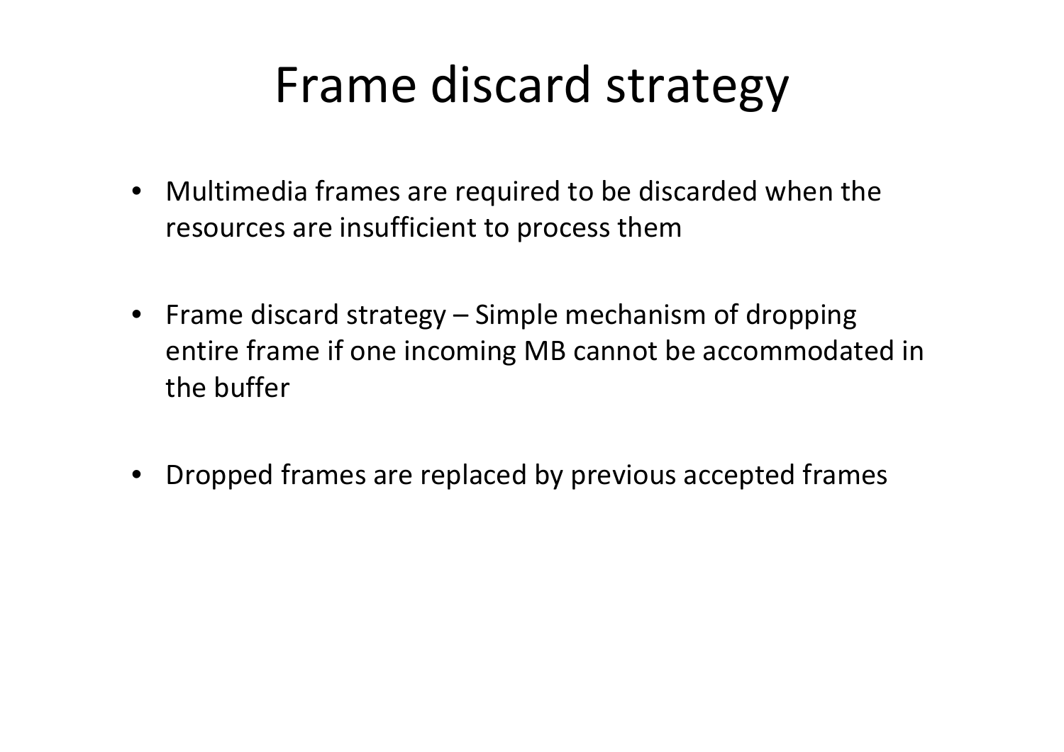# Frame discard strategy

- Multimedia frames are required to be discarded when the resources are insufficient to process them
- Frame discard strategy – Simple mechanism of dropping entire frame if one incoming MB cannot be accommodated in the buffer
- Dropped frames are replaced by previous accepted frames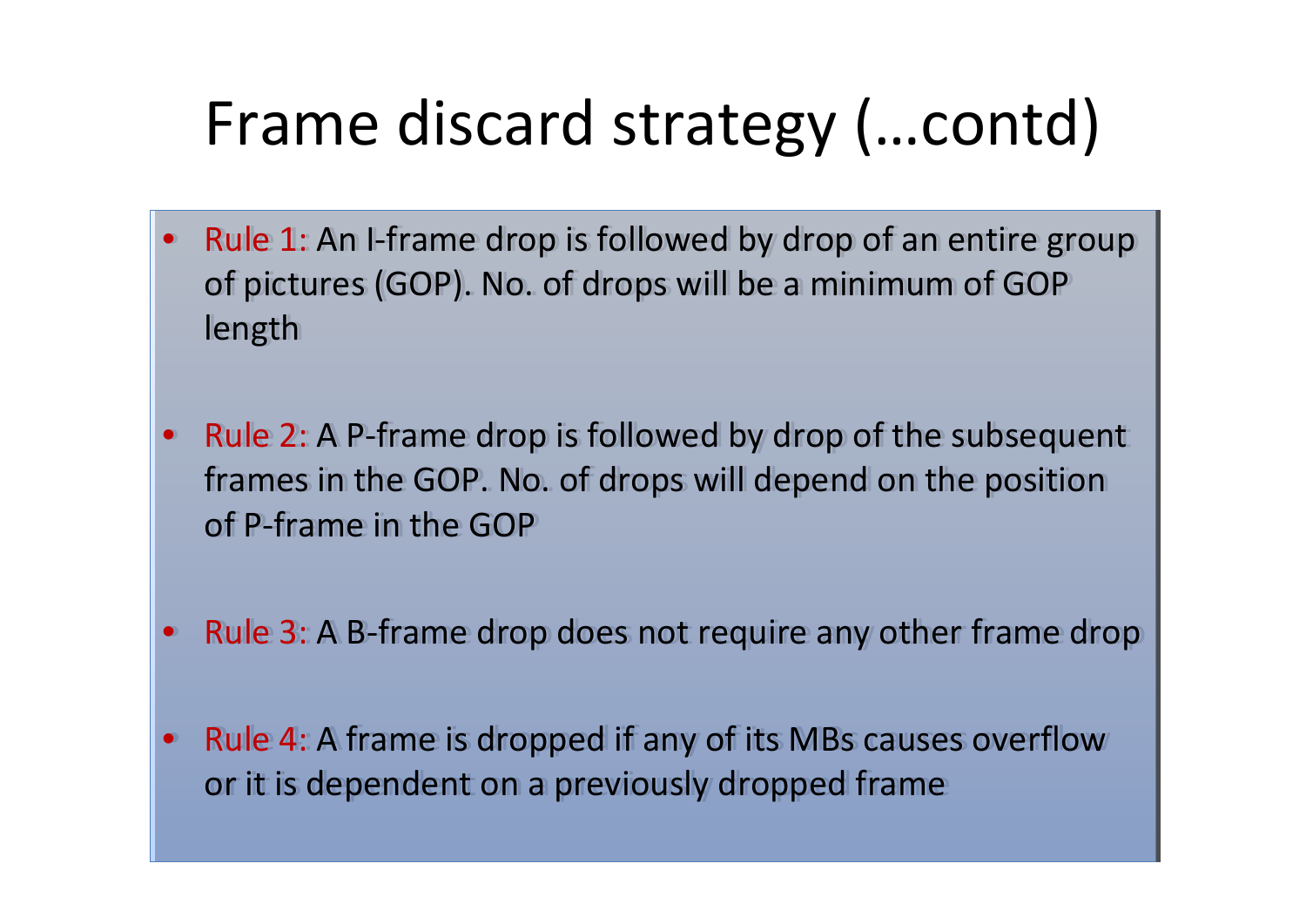# Frame discard strategy (…contd)

- Rule 1: An I-frame drop is followed by drop of an entire group of pictures (GOP). No. of drops will be a minimum of GOP length
- Rule 2: A P-frame drop is followed by drop of the subsequent frames in the GOP. No. of drops will depend on the position of P-frame in the GOP
- Rule 3: A B-frame drop does not require any other frame drop
- Rule 4: A frame is dropped if any of its MBs causes overflow or it is dependent on a previously dropped frame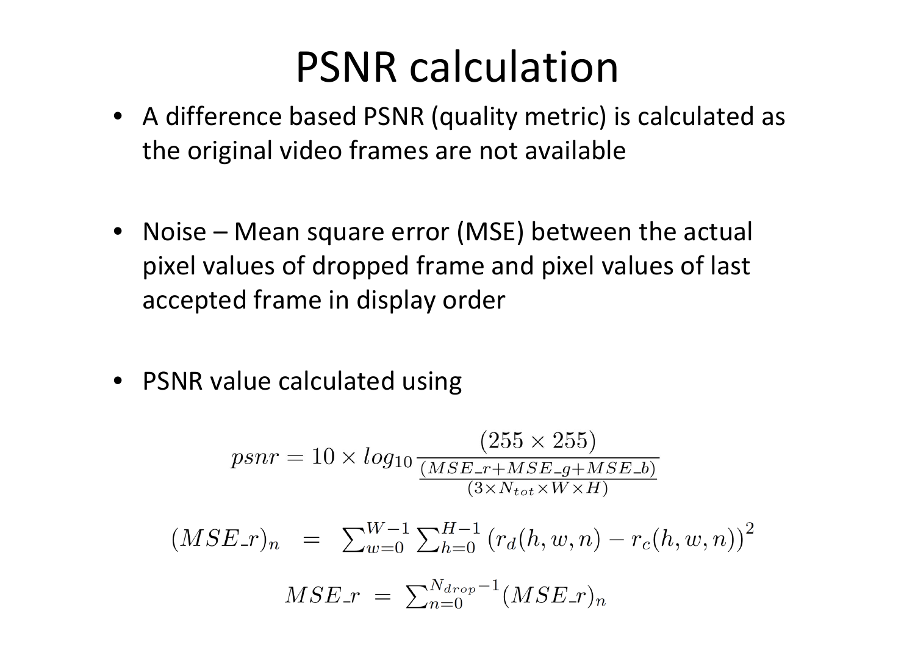# PSNR calculation

- A difference based PSNR (quality metric) is calculated as the original video frames are not available
- Noise – Mean square error (MSE) between the actual pixel values of dropped frame and pixel values of last accepted frame in display order
- PSNR value calculated using

$$psnr = 10 \times log_{10} \frac{(255 \times 255)}{\frac{(MSE\_r + MSE\_g + MSE\_b)}{(3 \times N_{tot} \times W \times H)}}$$

$$(MSE\_r)_n \;=\; \sum_{w=0}^{W-1} \sum_{h=0}^{H-1} \left(r_d(h,w,n) - r_c(h,w,n)\right)^2$$

$$MSE\_r \;=\; \sum_{n=0}^{N_{drop}-1} (MSE\_r)_n$$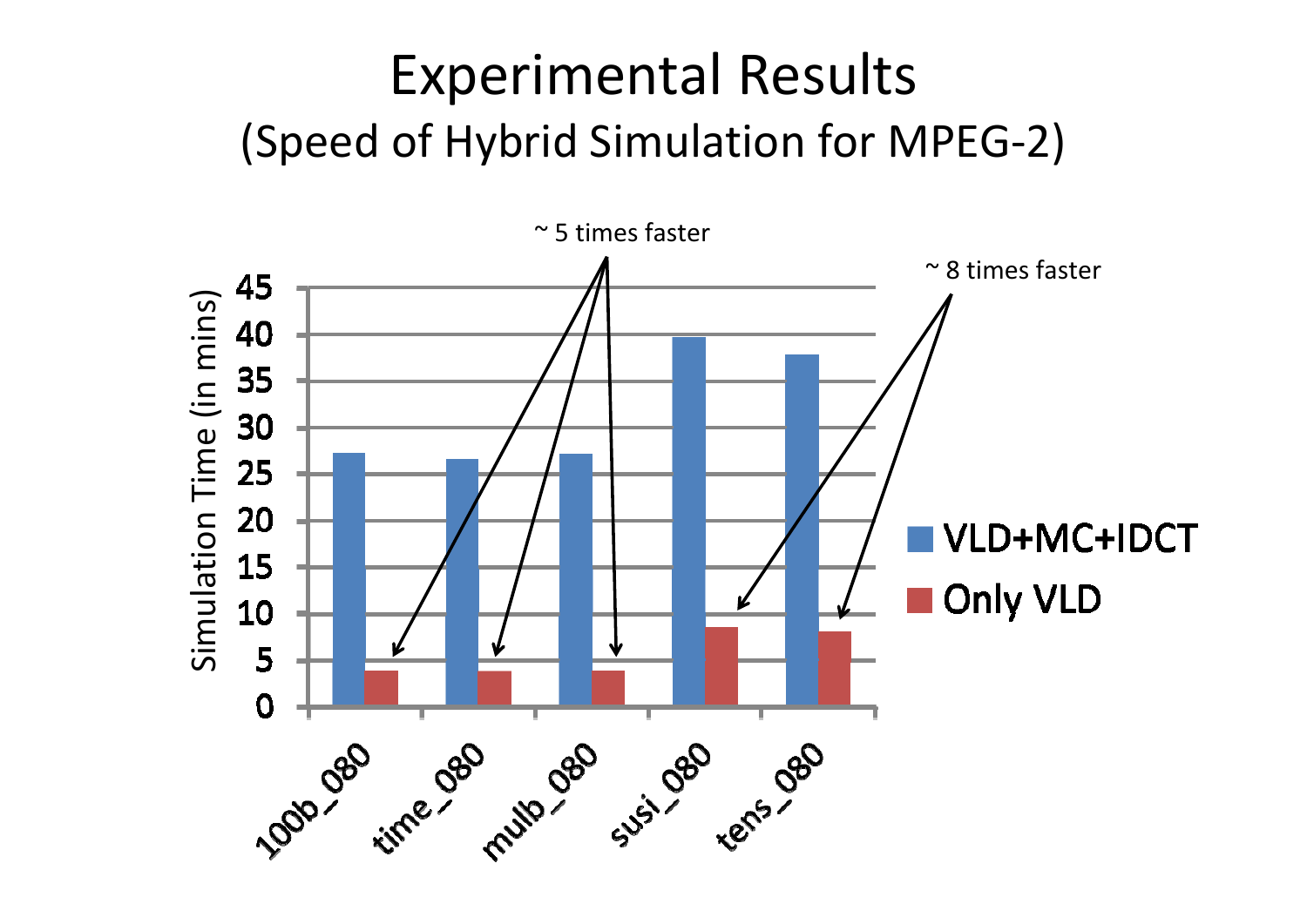# Experimental Results

## (Speed of Hybrid Simulation for MPEG-2)

| Benchmark | VLD+MC+IDCT (mins) | Only VLD (mins) |
|---|---|---|
| 100b_080 | ~27 | ~4 |
| time_080 | ~26.5 | ~4 |
| mulb_080 | ~27 | ~4 |
| susi_080 | ~39.5 | ~8.5 |
| tens_080 | ~38 | ~8 |

Simulation Time (in mins)

~ 5 times faster (100b_080, time_080, mulb_080)

~ 8 times faster (susi_080, tens_080)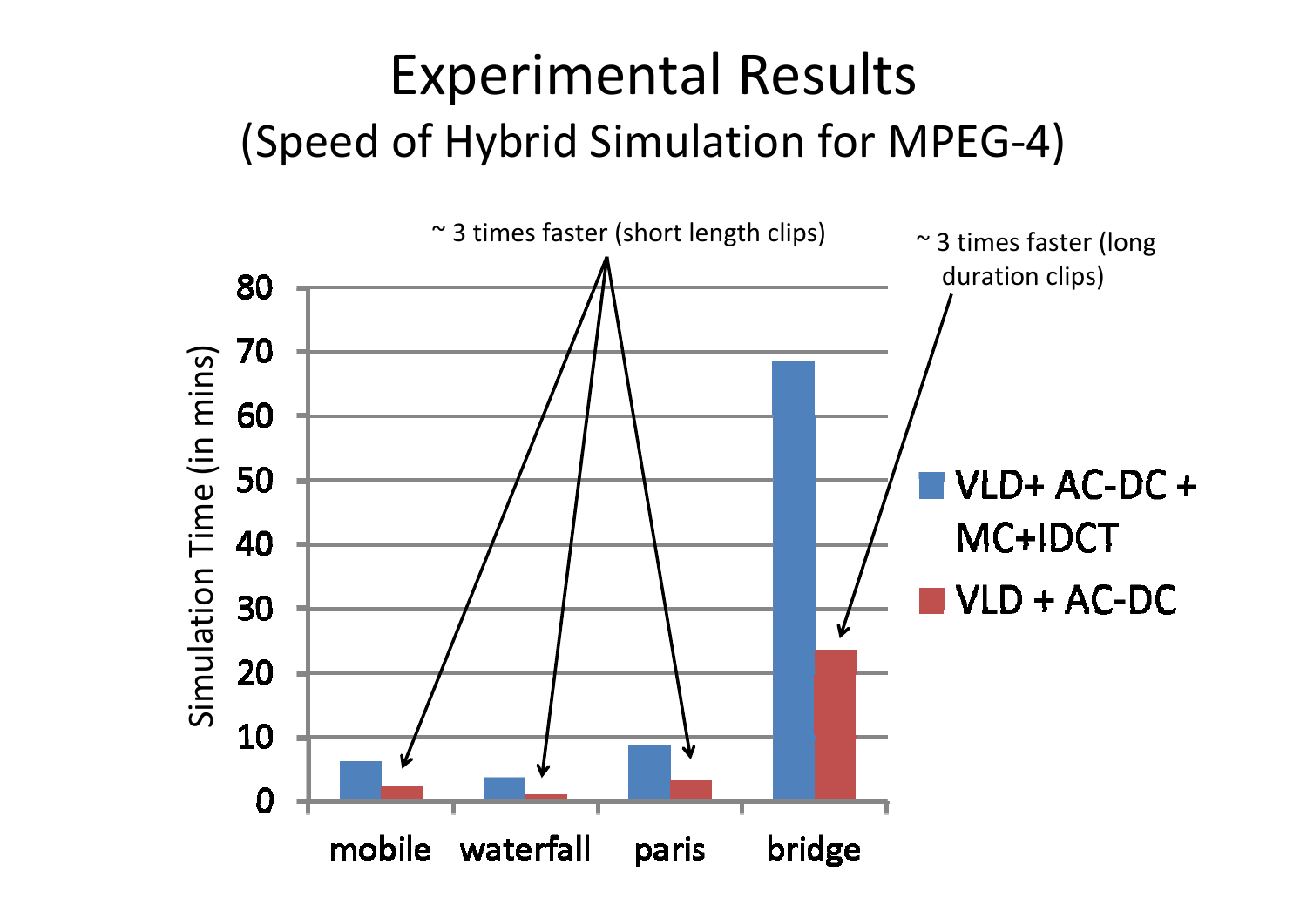# Experimental Results

## (Speed of Hybrid Simulation for MPEG-4)

| Clip | VLD+ AC-DC + MC+IDCT | VLD + AC-DC |
|---|---|---|
| mobile | ~6 | ~2 |
| waterfall | ~3.5 | ~1 |
| paris | ~9 | ~3 |
| bridge | ~68 | ~23.5 |

Simulation Time (in mins)

~ 3 times faster (short length clips)

~ 3 times faster (long duration clips)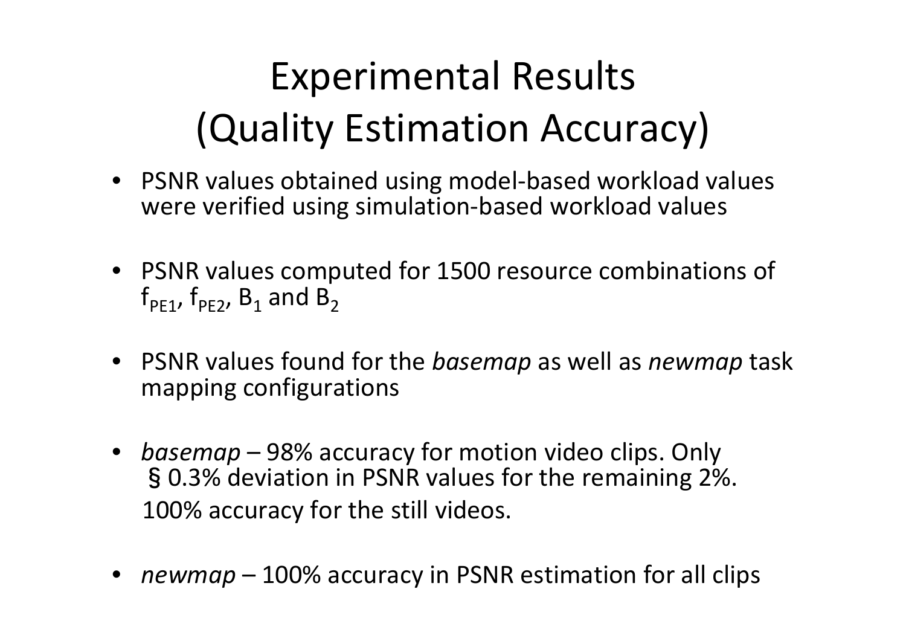# Experimental Results (Quality Estimation Accuracy)

- PSNR values obtained using model-based workload values were verified using simulation-based workload values
- PSNR values computed for 1500 resource combinations of $f_{PE1}$, $f_{PE2}$, $B_1$ and $B_2$
- PSNR values found for the *basemap* as well as *newmap* task mapping configurations
- *basemap* – 98% accuracy for motion video clips. Only § 0.3% deviation in PSNR values for the remaining 2%. 100% accuracy for the still videos.
- *newmap* – 100% accuracy in PSNR estimation for all clips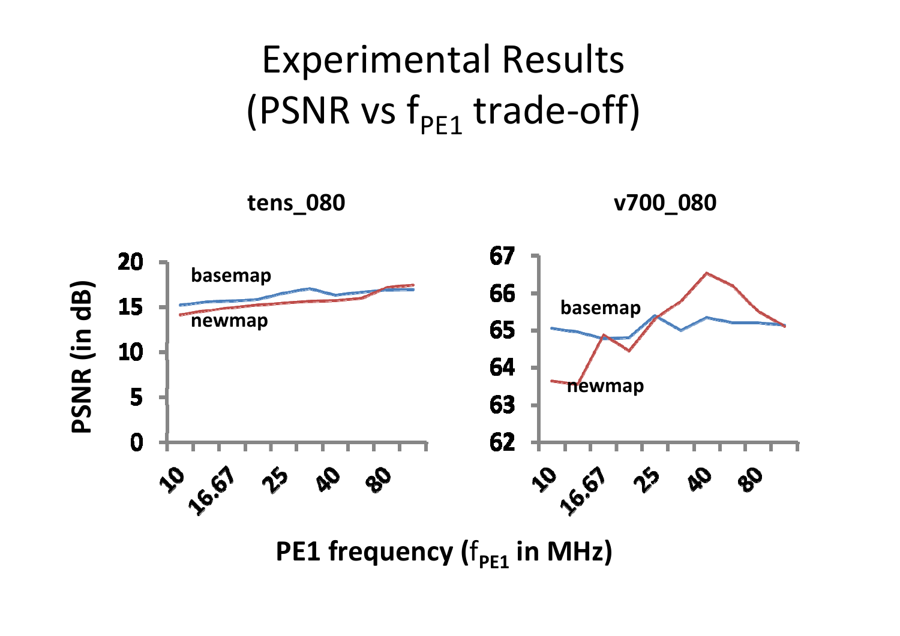# Experimental Results (PSNR vs $f_{PE1}$ trade-off)

**tens_080**

**v700_080**

PSNR (in dB)

basemap

newmap

PE1 frequency ($f_{PE1}$ in MHz)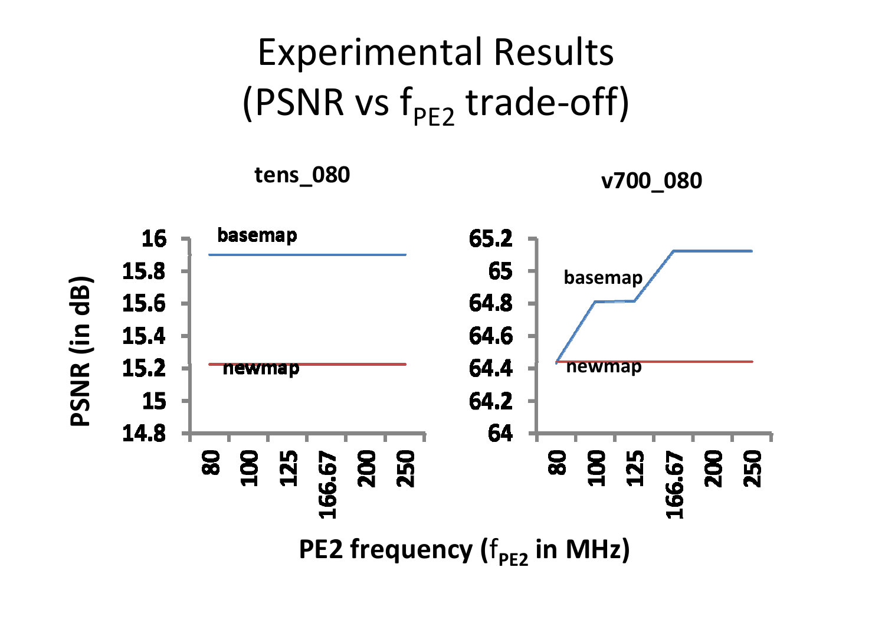# Experimental Results
## (PSNR vs $f_{PE2}$ trade-off)

**tens_080**

**v700_080**

PSNR (in dB)

basemap

newmap

PE2 frequency ($f_{PE2}$ in MHz)

80, 100, 125, 166.67, 200, 250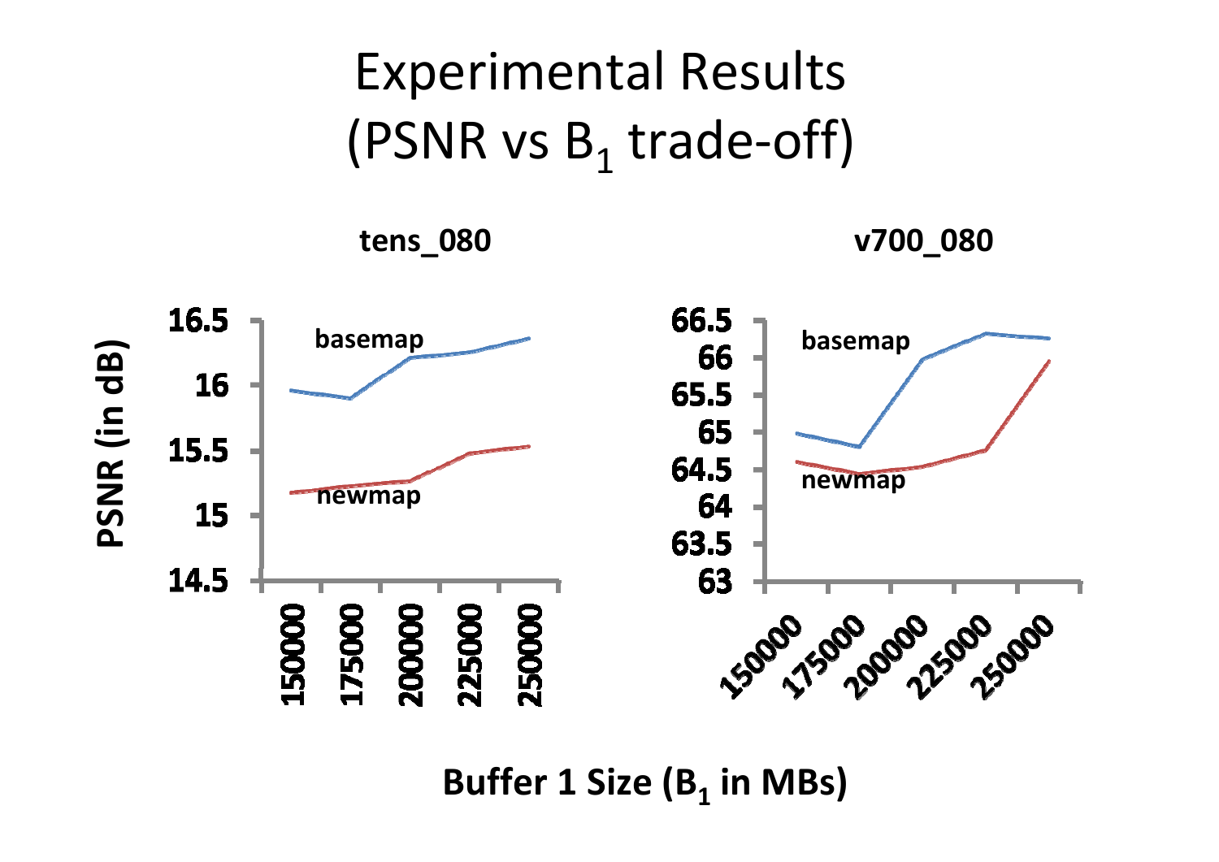# Experimental Results
# (PSNR vs $B_1$ trade-off)

**tens_080**

**v700_080**

PSNR (in dB)

basemap

newmap

Buffer 1 Size ($B_1$ in MBs)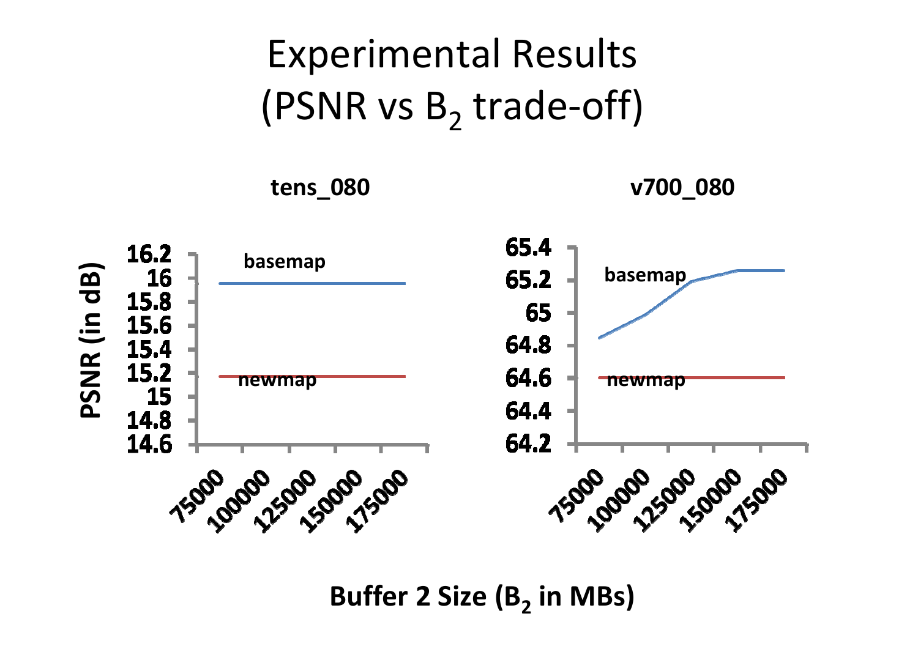# Experimental Results
# (PSNR vs $B_2$ trade-off)

**tens_080**

**v700_080**

PSNR (in dB)

basemap

newmap

Buffer 2 Size ($B_2$ in MBs)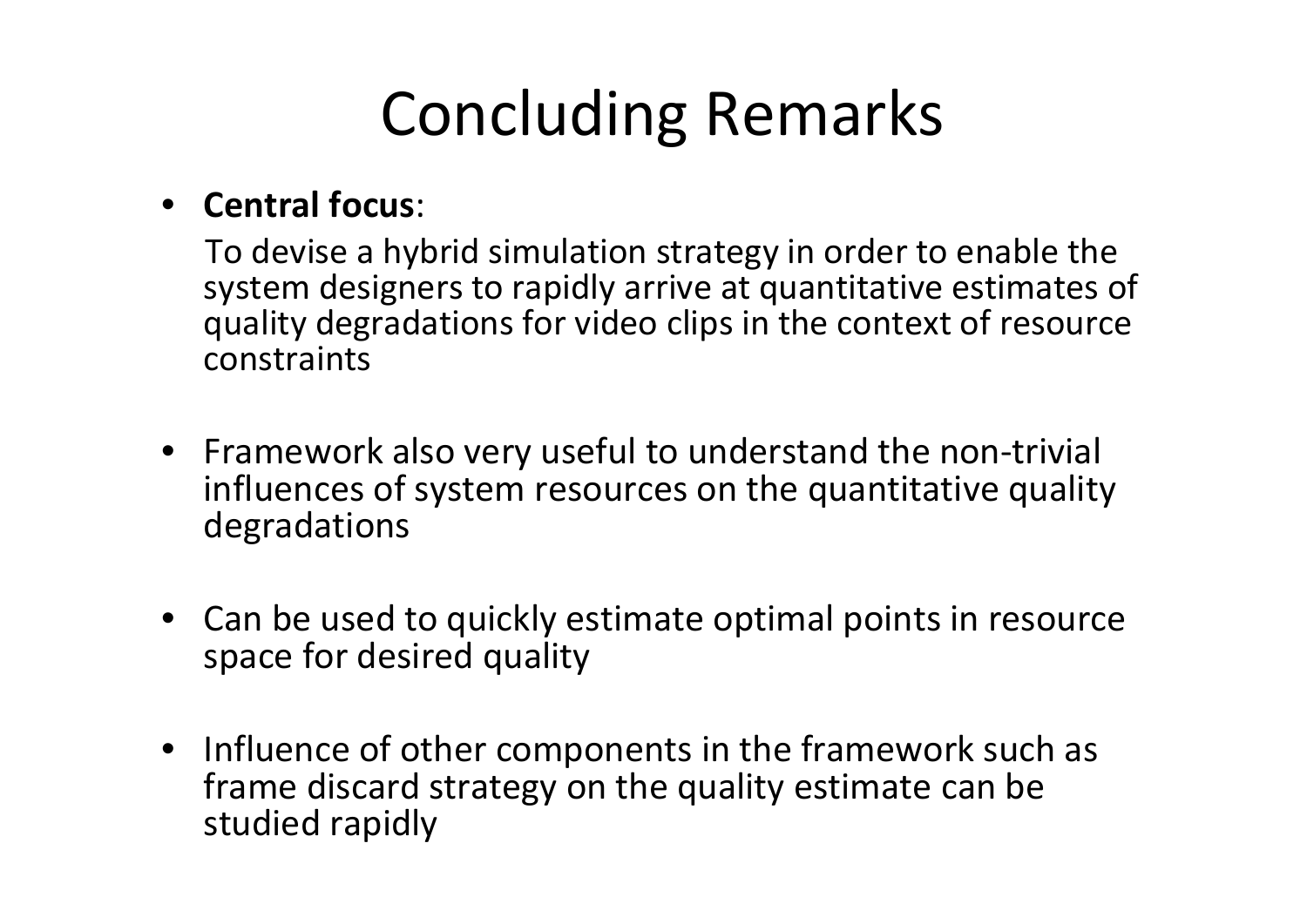# Concluding Remarks

- **Central focus**:

  To devise a hybrid simulation strategy in order to enable the system designers to rapidly arrive at quantitative estimates of quality degradations for video clips in the context of resource constraints

- Framework also very useful to understand the non-trivial influences of system resources on the quantitative quality degradations

- Can be used to quickly estimate optimal points in resource space for desired quality

- Influence of other components in the framework such as frame discard strategy on the quality estimate can be studied rapidly